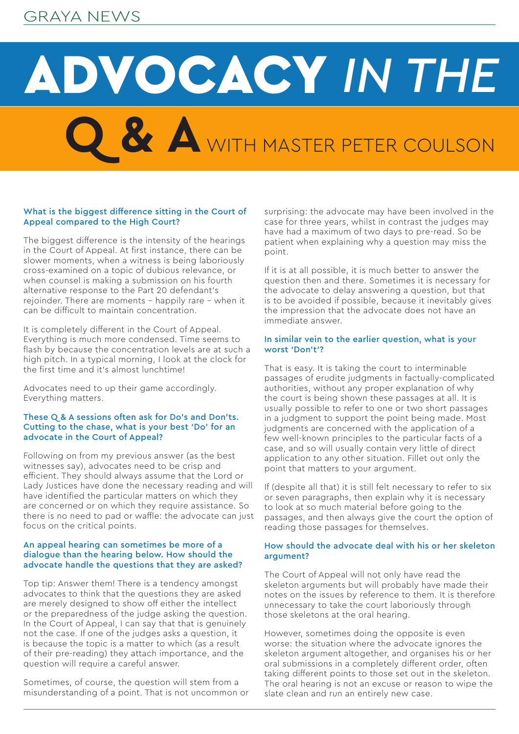# ADVOCACY *IN THE*

## Q & A WITH MASTER PETER COULSON

**What is the biggest difference sitting in the Court of Appeal compared to the High Court?**

The biggest difference is the intensity of the hearings in the Court of Appeal. At first instance, there can be slower moments, when a witness is being laboriously cross-examined on a topic of dubious relevance, or when counsel is making a submission on his fourth alternative response to the Part 20 defendant's rejoinder. There are moments – happily rare – when it can be difficult to maintain concentration.

It is completely different in the Court of Appeal. Everything is much more condensed. Time seems to flash by because the concentration levels are at such a high pitch. In a typical morning, I look at the clock for the first time and it's almost lunchtime!

Advocates need to up their game accordingly. Everything matters.

**These Q & A sessions often ask for Do's and Don'ts. Cutting to the chase, what is your best 'Do' for an advocate in the Court of Appeal?**

Following on from my previous answer (as the best witnesses say), advocates need to be crisp and efficient. They should always assume that the Lord or Lady Justices have done the necessary reading and will have identified the particular matters on which they are concerned or on which they require assistance. So there is no need to pad or waffle: the advocate can just focus on the critical points.

**An appeal hearing can sometimes be more of a dialogue than the hearing below. How should the advocate handle the questions that they are asked?**

Top tip: Answer them! There is a tendency amongst advocates to think that the questions they are asked are merely designed to show off either the intellect or the preparedness of the judge asking the question. In the Court of Appeal, I can say that that is genuinely not the case. If one of the judges asks a question, it is because the topic is a matter to which (as a result of their pre-reading) they attach importance, and the question will require a careful answer.

Sometimes, of course, the question will stem from a misunderstanding of a point. That is not uncommon or surprising: the advocate may have been involved in the case for three years, whilst in contrast the judges may have had a maximum of two days to pre-read. So be patient when explaining why a question may miss the point.

If it is at all possible, it is much better to answer the question then and there. Sometimes it is necessary for the advocate to delay answering a question, but that is to be avoided if possible, because it inevitably gives the impression that the advocate does not have an immediate answer.

**In similar vein to the earlier question, what is your worst 'Don't'?**

That is easy. It is taking the court to interminable passages of erudite judgments in factually-complicated authorities, without any proper explanation of why the court is being shown these passages at all. It is usually possible to refer to one or two short passages in a judgment to support the point being made. Most judgments are concerned with the application of a few well-known principles to the particular facts of a case, and so will usually contain very little of direct application to any other situation. Fillet out only the point that matters to your argument.

If (despite all that) it is still felt necessary to refer to six or seven paragraphs, then explain why it is necessary to look at so much material before going to the passages, and then always give the court the option of reading those passages for themselves.

**How should the advocate deal with his or her skeleton argument?**

The Court of Appeal will not only have read the skeleton arguments but will probably have made their notes on the issues by reference to them. It is therefore unnecessary to take the court laboriously through those skeletons at the oral hearing.

However, sometimes doing the opposite is even worse: the situation where the advocate ignores the skeleton argument altogether, and organises his or her oral submissions in a completely different order, often taking different points to those set out in the skeleton. The oral hearing is not an excuse or reason to wipe the slate clean and run an entirely new case.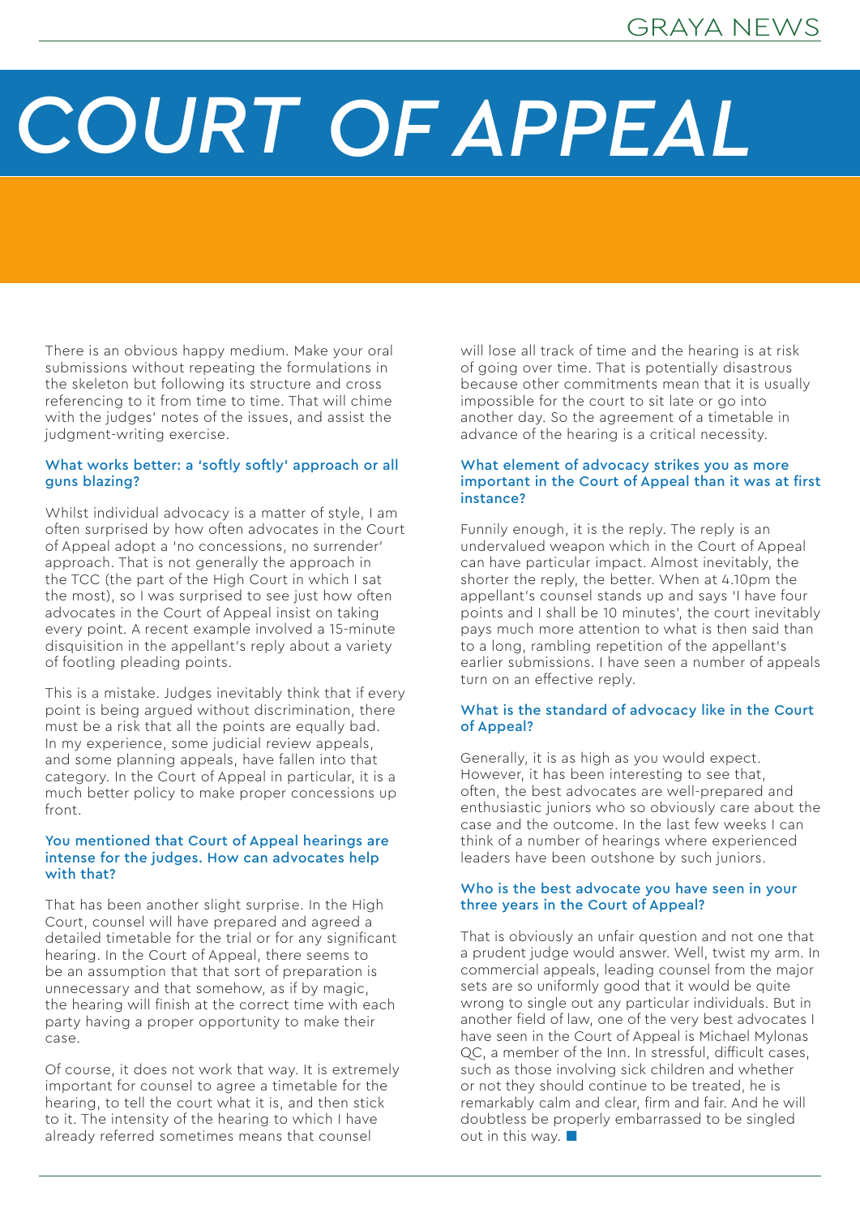# COURT OF APPEAL

There is an obvious happy medium. Make your oral submissions without repeating the formulations in the skeleton but following its structure and cross referencing to it from time to time. That will chime with the judges' notes of the issues, and assist the judgment-writing exercise.

### What works better: a 'softly softly' approach or all guns blazing?

Whilst individual advocacy is a matter of style, I am often surprised by how often advocates in the Court of Appeal adopt a 'no concessions, no surrender' approach. That is not generally the approach in the TCC (the part of the High Court in which I sat the most), so I was surprised to see just how often advocates in the Court of Appeal insist on taking every point. A recent example involved a 15-minute disquisition in the appellant's reply about a variety of footling pleading points.

This is a mistake. Judges inevitably think that if every point is being argued without discrimination, there must be a risk that all the points are equally bad. In my experience, some judicial review appeals, and some planning appeals, have fallen into that category. In the Court of Appeal in particular, it is a much better policy to make proper concessions up front.

### You mentioned that Court of Appeal hearings are intense for the judges. How can advocates help with that?

That has been another slight surprise. In the High Court, counsel will have prepared and agreed a detailed timetable for the trial or for any significant hearing. In the Court of Appeal, there seems to be an assumption that that sort of preparation is unnecessary and that somehow, as if by magic, the hearing will finish at the correct time with each party having a proper opportunity to make their case.

Of course, it does not work that way. It is extremely important for counsel to agree a timetable for the hearing, to tell the court what it is, and then stick to it. The intensity of the hearing to which I have already referred sometimes means that counsel will lose all track of time and the hearing is at risk of going over time. That is potentially disastrous because other commitments mean that it is usually impossible for the court to sit late or go into another day. So the agreement of a timetable in advance of the hearing is a critical necessity.

### What element of advocacy strikes you as more important in the Court of Appeal than it was at first instance?

Funnily enough, it is the reply. The reply is an undervalued weapon which in the Court of Appeal can have particular impact. Almost inevitably, the shorter the reply, the better. When at 4.10pm the appellant's counsel stands up and says 'I have four points and I shall be 10 minutes', the court inevitably pays much more attention to what is then said than to a long, rambling repetition of the appellant's earlier submissions. I have seen a number of appeals turn on an effective reply.

### What is the standard of advocacy like in the Court of Appeal?

Generally, it is as high as you would expect. However, it has been interesting to see that, often, the best advocates are well-prepared and enthusiastic juniors who so obviously care about the case and the outcome. In the last few weeks I can think of a number of hearings where experienced leaders have been outshone by such juniors.

### Who is the best advocate you have seen in your three years in the Court of Appeal?

That is obviously an unfair question and not one that a prudent judge would answer. Well, twist my arm. In commercial appeals, leading counsel from the major sets are so uniformly good that it would be quite wrong to single out any particular individuals. But in another field of law, one of the very best advocates I have seen in the Court of Appeal is Michael Mylonas QC, a member of the Inn. In stressful, difficult cases, such as those involving sick children and whether or not they should continue to be treated, he is remarkably calm and clear, firm and fair. And he will doubtless be properly embarrassed to be singled out in this way. ■